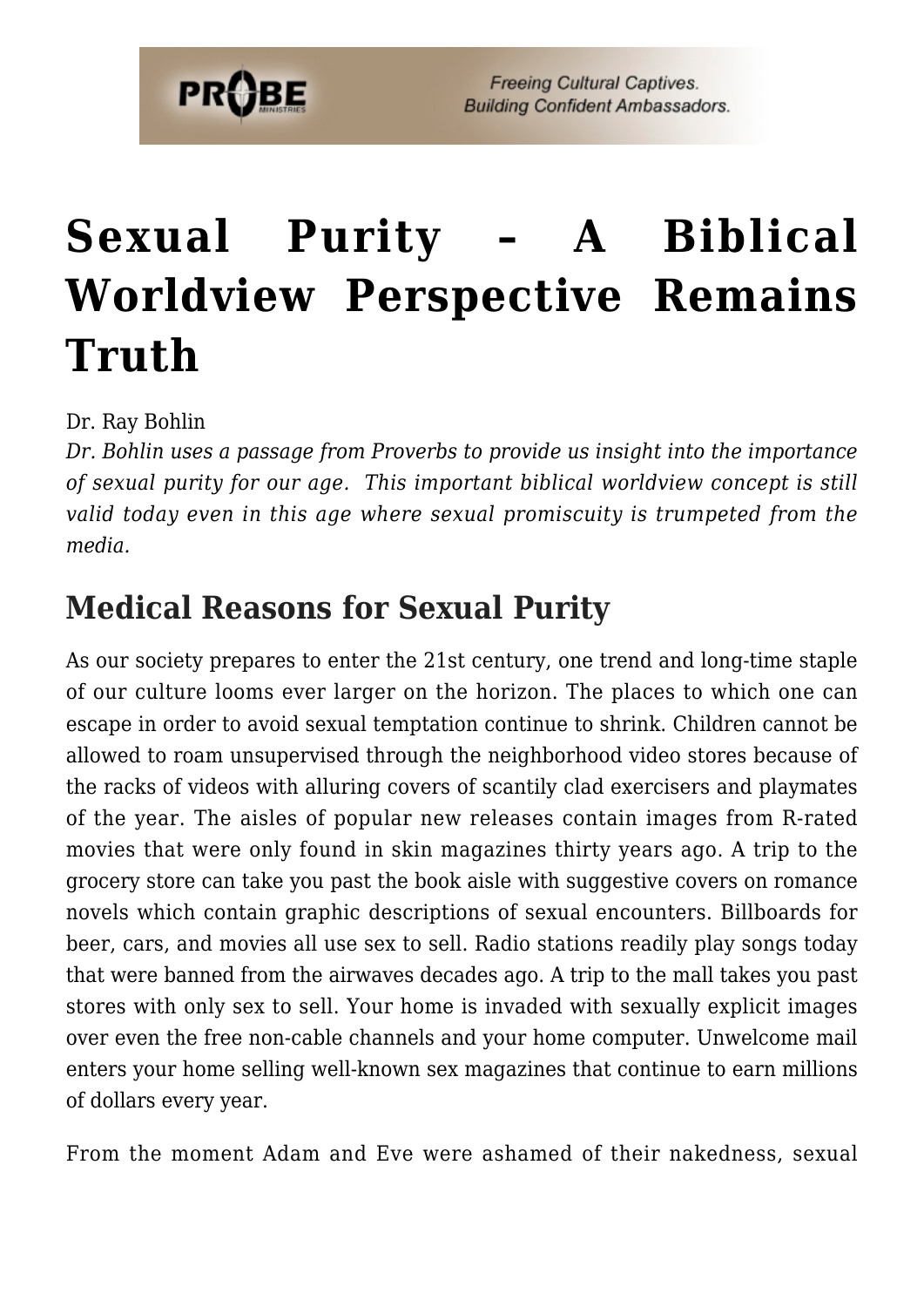# Sexual Purity – A Biblical Worldview Perspective Remains Truth

Dr. Ray Bohlin

*Dr. Bohlin uses a passage from Proverbs to provide us insight into the importance of sexual purity for our age. This important biblical worldview concept is still valid today even in this age where sexual promiscuity is trumpeted from the media.*

## Medical Reasons for Sexual Purity

As our society prepares to enter the 21st century, one trend and long-time staple of our culture looms ever larger on the horizon. The places to which one can escape in order to avoid sexual temptation continue to shrink. Children cannot be allowed to roam unsupervised through the neighborhood video stores because of the racks of videos with alluring covers of scantily clad exercisers and playmates of the year. The aisles of popular new releases contain images from R-rated movies that were only found in skin magazines thirty years ago. A trip to the grocery store can take you past the book aisle with suggestive covers on romance novels which contain graphic descriptions of sexual encounters. Billboards for beer, cars, and movies all use sex to sell. Radio stations readily play songs today that were banned from the airwaves decades ago. A trip to the mall takes you past stores with only sex to sell. Your home is invaded with sexually explicit images over even the free non-cable channels and your home computer. Unwelcome mail enters your home selling well-known sex magazines that continue to earn millions of dollars every year.

From the moment Adam and Eve were ashamed of their nakedness, sexual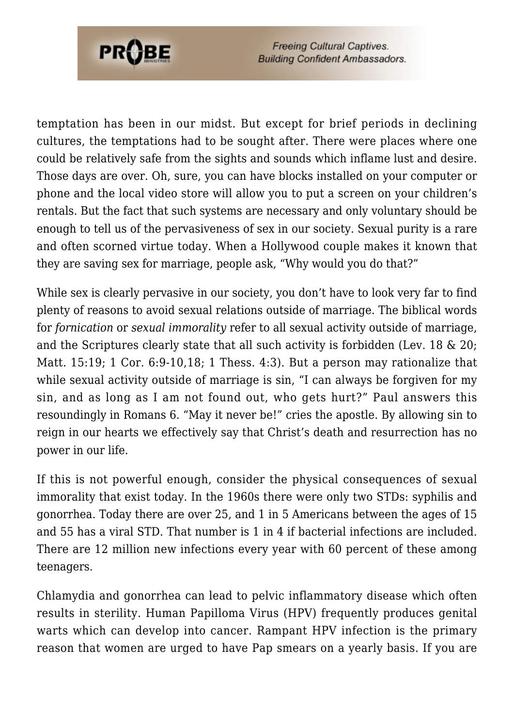temptation has been in our midst. But except for brief periods in declining cultures, the temptations had to be sought after. There were places where one could be relatively safe from the sights and sounds which inflame lust and desire. Those days are over. Oh, sure, you can have blocks installed on your computer or phone and the local video store will allow you to put a screen on your children's rentals. But the fact that such systems are necessary and only voluntary should be enough to tell us of the pervasiveness of sex in our society. Sexual purity is a rare and often scorned virtue today. When a Hollywood couple makes it known that they are saving sex for marriage, people ask, "Why would you do that?"

While sex is clearly pervasive in our society, you don't have to look very far to find plenty of reasons to avoid sexual relations outside of marriage. The biblical words for *fornication* or *sexual immorality* refer to all sexual activity outside of marriage, and the Scriptures clearly state that all such activity is forbidden (Lev. 18 & 20; Matt. 15:19; 1 Cor. 6:9-10,18; 1 Thess. 4:3). But a person may rationalize that while sexual activity outside of marriage is sin, "I can always be forgiven for my sin, and as long as I am not found out, who gets hurt?" Paul answers this resoundingly in Romans 6. "May it never be!" cries the apostle. By allowing sin to reign in our hearts we effectively say that Christ's death and resurrection has no power in our life.

If this is not powerful enough, consider the physical consequences of sexual immorality that exist today. In the 1960s there were only two STDs: syphilis and gonorrhea. Today there are over 25, and 1 in 5 Americans between the ages of 15 and 55 has a viral STD. That number is 1 in 4 if bacterial infections are included. There are 12 million new infections every year with 60 percent of these among teenagers.

Chlamydia and gonorrhea can lead to pelvic inflammatory disease which often results in sterility. Human Papilloma Virus (HPV) frequently produces genital warts which can develop into cancer. Rampant HPV infection is the primary reason that women are urged to have Pap smears on a yearly basis. If you are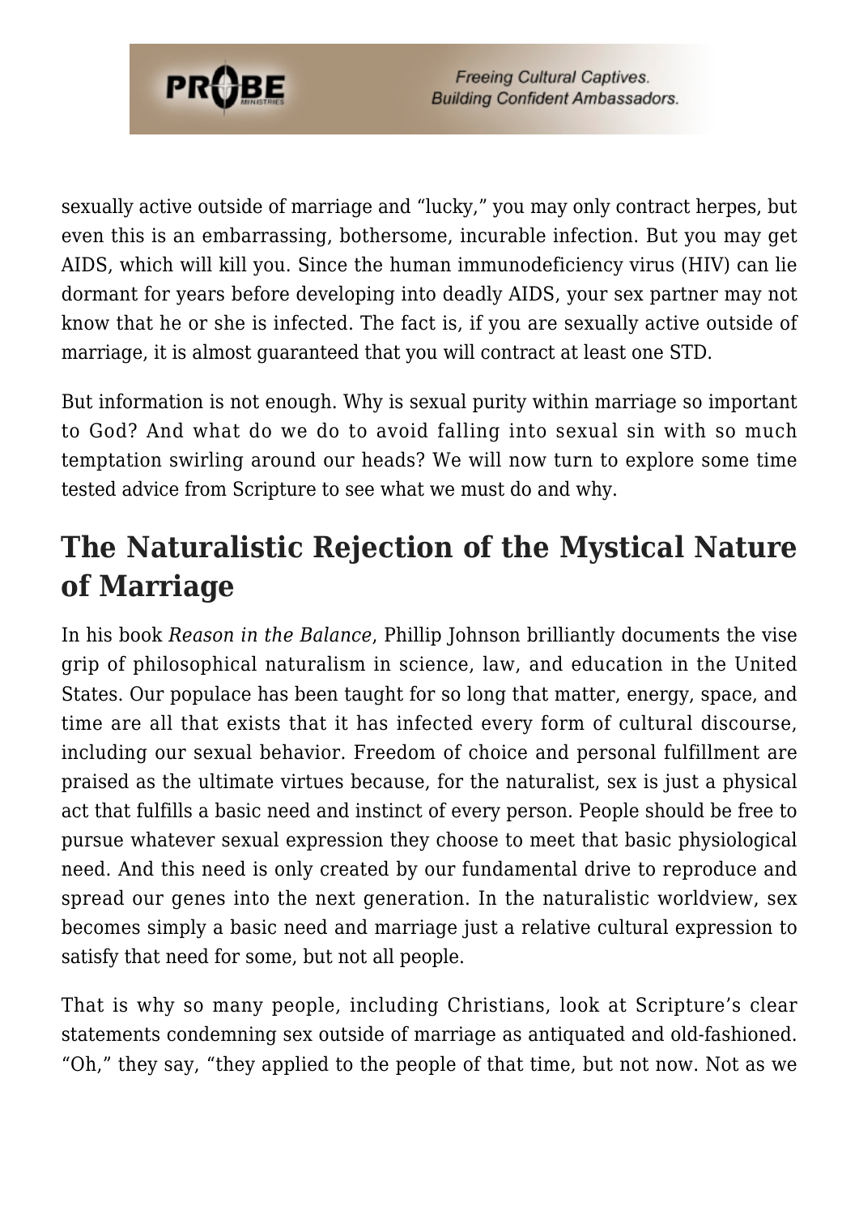sexually active outside of marriage and "lucky," you may only contract herpes, but even this is an embarrassing, bothersome, incurable infection. But you may get AIDS, which will kill you. Since the human immunodeficiency virus (HIV) can lie dormant for years before developing into deadly AIDS, your sex partner may not know that he or she is infected. The fact is, if you are sexually active outside of marriage, it is almost guaranteed that you will contract at least one STD.

But information is not enough. Why is sexual purity within marriage so important to God? And what do we do to avoid falling into sexual sin with so much temptation swirling around our heads? We will now turn to explore some time tested advice from Scripture to see what we must do and why.

## The Naturalistic Rejection of the Mystical Nature of Marriage

In his book *Reason in the Balance*, Phillip Johnson brilliantly documents the vise grip of philosophical naturalism in science, law, and education in the United States. Our populace has been taught for so long that matter, energy, space, and time are all that exists that it has infected every form of cultural discourse, including our sexual behavior. Freedom of choice and personal fulfillment are praised as the ultimate virtues because, for the naturalist, sex is just a physical act that fulfills a basic need and instinct of every person. People should be free to pursue whatever sexual expression they choose to meet that basic physiological need. And this need is only created by our fundamental drive to reproduce and spread our genes into the next generation. In the naturalistic worldview, sex becomes simply a basic need and marriage just a relative cultural expression to satisfy that need for some, but not all people.

That is why so many people, including Christians, look at Scripture's clear statements condemning sex outside of marriage as antiquated and old-fashioned. "Oh," they say, "they applied to the people of that time, but not now. Not as we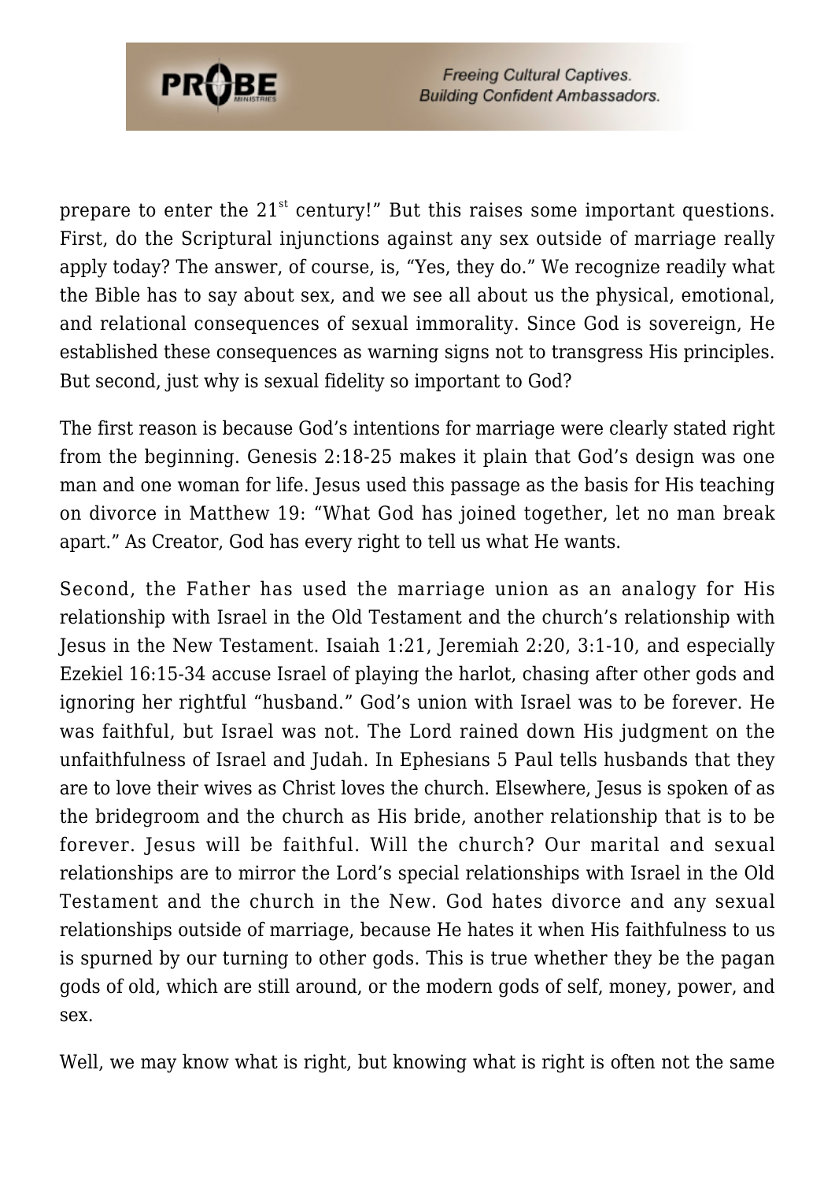prepare to enter the 21st century!" But this raises some important questions. First, do the Scriptural injunctions against any sex outside of marriage really apply today? The answer, of course, is, "Yes, they do." We recognize readily what the Bible has to say about sex, and we see all about us the physical, emotional, and relational consequences of sexual immorality. Since God is sovereign, He established these consequences as warning signs not to transgress His principles. But second, just why is sexual fidelity so important to God?

The first reason is because God's intentions for marriage were clearly stated right from the beginning. Genesis 2:18-25 makes it plain that God's design was one man and one woman for life. Jesus used this passage as the basis for His teaching on divorce in Matthew 19: "What God has joined together, let no man break apart." As Creator, God has every right to tell us what He wants.

Second, the Father has used the marriage union as an analogy for His relationship with Israel in the Old Testament and the church's relationship with Jesus in the New Testament. Isaiah 1:21, Jeremiah 2:20, 3:1-10, and especially Ezekiel 16:15-34 accuse Israel of playing the harlot, chasing after other gods and ignoring her rightful "husband." God's union with Israel was to be forever. He was faithful, but Israel was not. The Lord rained down His judgment on the unfaithfulness of Israel and Judah. In Ephesians 5 Paul tells husbands that they are to love their wives as Christ loves the church. Elsewhere, Jesus is spoken of as the bridegroom and the church as His bride, another relationship that is to be forever. Jesus will be faithful. Will the church? Our marital and sexual relationships are to mirror the Lord's special relationships with Israel in the Old Testament and the church in the New. God hates divorce and any sexual relationships outside of marriage, because He hates it when His faithfulness to us is spurned by our turning to other gods. This is true whether they be the pagan gods of old, which are still around, or the modern gods of self, money, power, and sex.

Well, we may know what is right, but knowing what is right is often not the same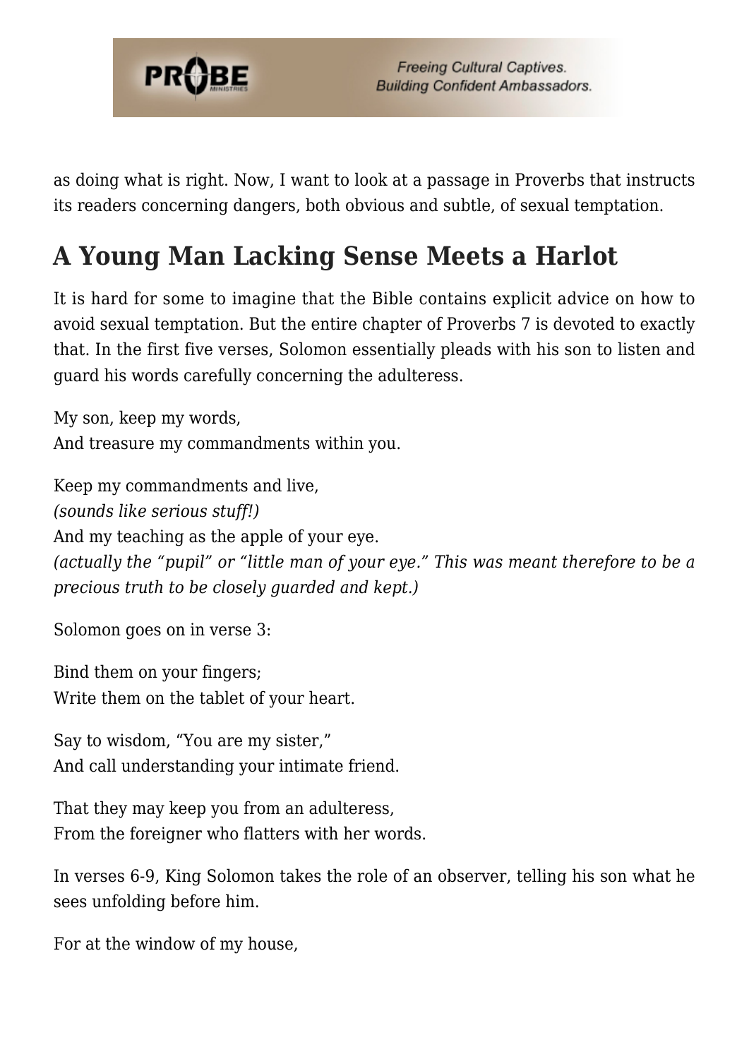as doing what is right. Now, I want to look at a passage in Proverbs that instructs its readers concerning dangers, both obvious and subtle, of sexual temptation.

## A Young Man Lacking Sense Meets a Harlot

It is hard for some to imagine that the Bible contains explicit advice on how to avoid sexual temptation. But the entire chapter of Proverbs 7 is devoted to exactly that. In the first five verses, Solomon essentially pleads with his son to listen and guard his words carefully concerning the adulteress.

My son, keep my words,
And treasure my commandments within you.

Keep my commandments and live,
*(sounds like serious stuff!)*
And my teaching as the apple of your eye.
*(actually the "pupil" or "little man of your eye." This was meant therefore to be a precious truth to be closely guarded and kept.)*

Solomon goes on in verse 3:

Bind them on your fingers;
Write them on the tablet of your heart.

Say to wisdom, "You are my sister,"
And call understanding your intimate friend.

That they may keep you from an adulteress,
From the foreigner who flatters with her words.

In verses 6-9, King Solomon takes the role of an observer, telling his son what he sees unfolding before him.

For at the window of my house,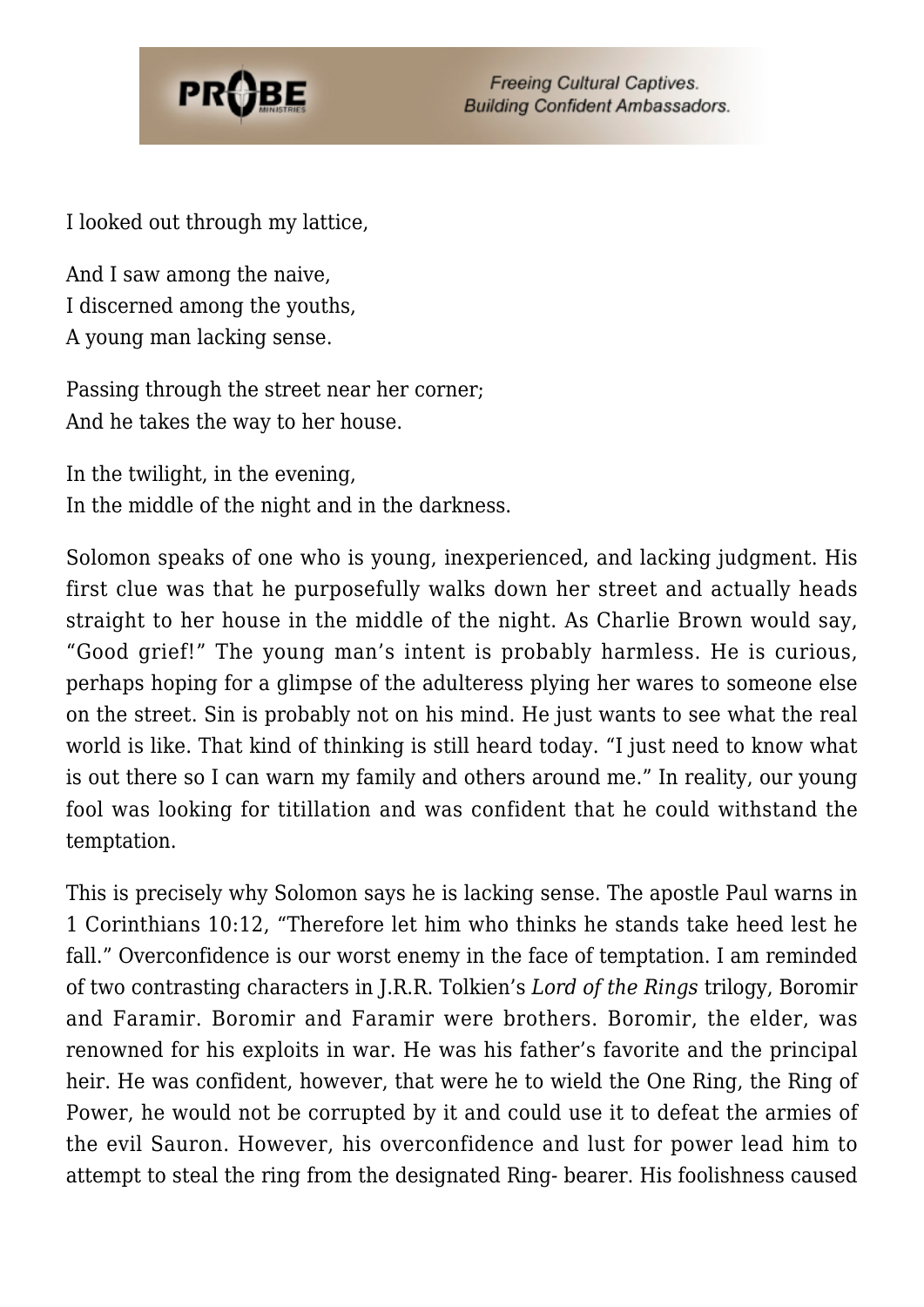I looked out through my lattice,

And I saw among the naive,
I discerned among the youths,
A young man lacking sense.

Passing through the street near her corner;
And he takes the way to her house.

In the twilight, in the evening,
In the middle of the night and in the darkness.

Solomon speaks of one who is young, inexperienced, and lacking judgment. His first clue was that he purposefully walks down her street and actually heads straight to her house in the middle of the night. As Charlie Brown would say, "Good grief!" The young man's intent is probably harmless. He is curious, perhaps hoping for a glimpse of the adulteress plying her wares to someone else on the street. Sin is probably not on his mind. He just wants to see what the real world is like. That kind of thinking is still heard today. "I just need to know what is out there so I can warn my family and others around me." In reality, our young fool was looking for titillation and was confident that he could withstand the temptation.

This is precisely why Solomon says he is lacking sense. The apostle Paul warns in 1 Corinthians 10:12, "Therefore let him who thinks he stands take heed lest he fall." Overconfidence is our worst enemy in the face of temptation. I am reminded of two contrasting characters in J.R.R. Tolkien's *Lord of the Rings* trilogy, Boromir and Faramir. Boromir and Faramir were brothers. Boromir, the elder, was renowned for his exploits in war. He was his father's favorite and the principal heir. He was confident, however, that were he to wield the One Ring, the Ring of Power, he would not be corrupted by it and could use it to defeat the armies of the evil Sauron. However, his overconfidence and lust for power lead him to attempt to steal the ring from the designated Ring- bearer. His foolishness caused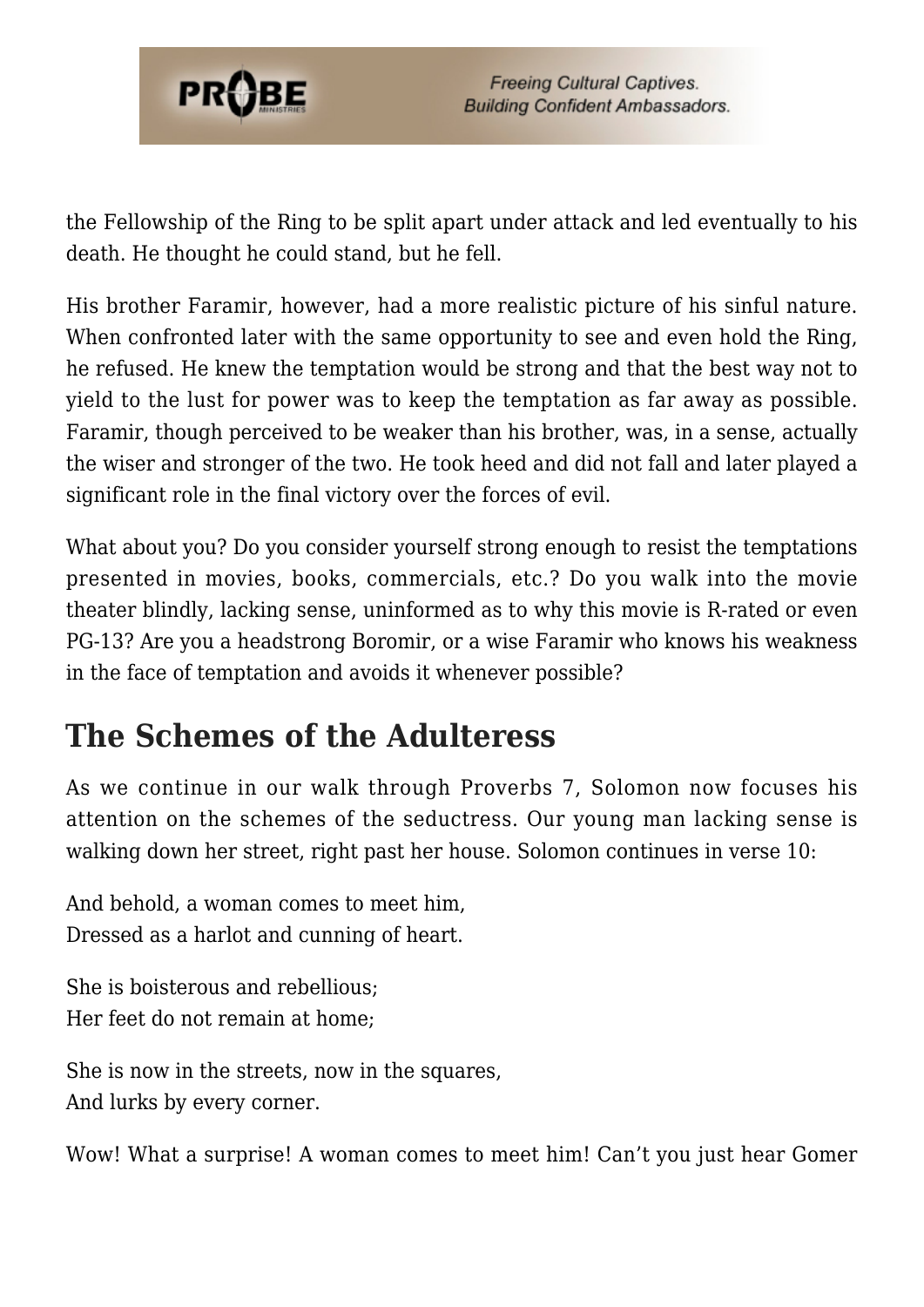the Fellowship of the Ring to be split apart under attack and led eventually to his death. He thought he could stand, but he fell.

His brother Faramir, however, had a more realistic picture of his sinful nature. When confronted later with the same opportunity to see and even hold the Ring, he refused. He knew the temptation would be strong and that the best way not to yield to the lust for power was to keep the temptation as far away as possible. Faramir, though perceived to be weaker than his brother, was, in a sense, actually the wiser and stronger of the two. He took heed and did not fall and later played a significant role in the final victory over the forces of evil.

What about you? Do you consider yourself strong enough to resist the temptations presented in movies, books, commercials, etc.? Do you walk into the movie theater blindly, lacking sense, uninformed as to why this movie is R-rated or even PG-13? Are you a headstrong Boromir, or a wise Faramir who knows his weakness in the face of temptation and avoids it whenever possible?

## The Schemes of the Adulteress

As we continue in our walk through Proverbs 7, Solomon now focuses his attention on the schemes of the seductress. Our young man lacking sense is walking down her street, right past her house. Solomon continues in verse 10:

And behold, a woman comes to meet him,
Dressed as a harlot and cunning of heart.

She is boisterous and rebellious;
Her feet do not remain at home;

She is now in the streets, now in the squares,
And lurks by every corner.

Wow! What a surprise! A woman comes to meet him! Can't you just hear Gomer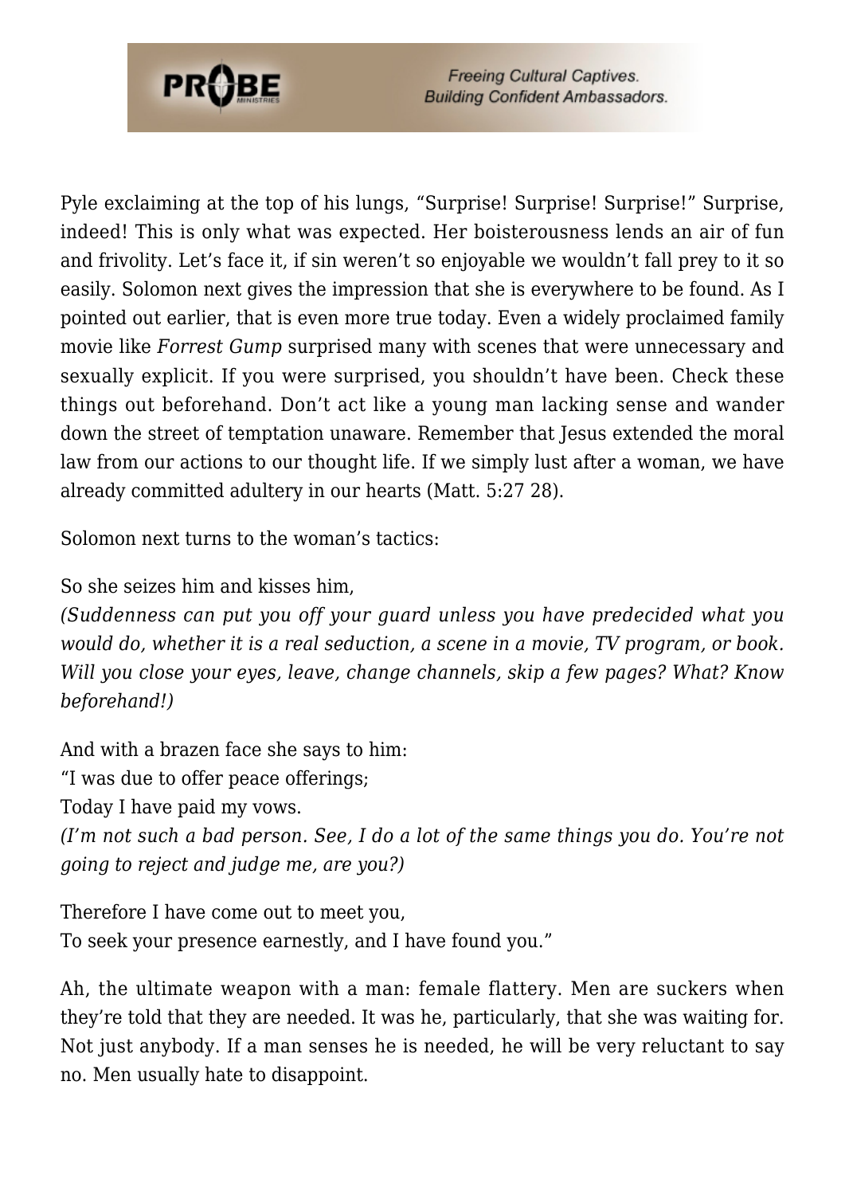Pyle exclaiming at the top of his lungs, "Surprise! Surprise! Surprise!" Surprise, indeed! This is only what was expected. Her boisterousness lends an air of fun and frivolity. Let's face it, if sin weren't so enjoyable we wouldn't fall prey to it so easily. Solomon next gives the impression that she is everywhere to be found. As I pointed out earlier, that is even more true today. Even a widely proclaimed family movie like *Forrest Gump* surprised many with scenes that were unnecessary and sexually explicit. If you were surprised, you shouldn't have been. Check these things out beforehand. Don't act like a young man lacking sense and wander down the street of temptation unaware. Remember that Jesus extended the moral law from our actions to our thought life. If we simply lust after a woman, we have already committed adultery in our hearts (Matt. 5:27 28).

Solomon next turns to the woman's tactics:

So she seizes him and kisses him,
*(Suddenness can put you off your guard unless you have predecided what you would do, whether it is a real seduction, a scene in a movie, TV program, or book. Will you close your eyes, leave, change channels, skip a few pages? What? Know beforehand!)*

And with a brazen face she says to him:
"I was due to offer peace offerings;
Today I have paid my vows.
*(I'm not such a bad person. See, I do a lot of the same things you do. You're not going to reject and judge me, are you?)*

Therefore I have come out to meet you,
To seek your presence earnestly, and I have found you."

Ah, the ultimate weapon with a man: female flattery. Men are suckers when they're told that they are needed. It was he, particularly, that she was waiting for. Not just anybody. If a man senses he is needed, he will be very reluctant to say no. Men usually hate to disappoint.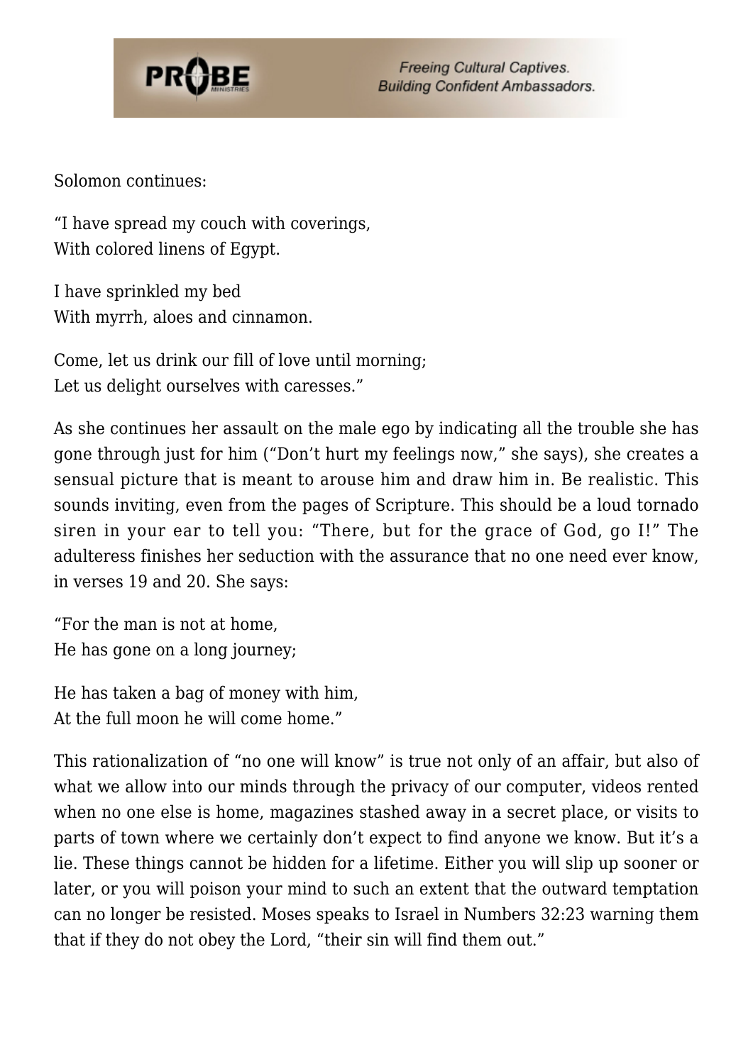Solomon continues:

"I have spread my couch with coverings,  
With colored linens of Egypt.

I have sprinkled my bed  
With myrrh, aloes and cinnamon.

Come, let us drink our fill of love until morning;  
Let us delight ourselves with caresses."

As she continues her assault on the male ego by indicating all the trouble she has gone through just for him ("Don't hurt my feelings now," she says), she creates a sensual picture that is meant to arouse him and draw him in. Be realistic. This sounds inviting, even from the pages of Scripture. This should be a loud tornado siren in your ear to tell you: "There, but for the grace of God, go I!" The adulteress finishes her seduction with the assurance that no one need ever know, in verses 19 and 20. She says:

"For the man is not at home,  
He has gone on a long journey;

He has taken a bag of money with him,  
At the full moon he will come home."

This rationalization of "no one will know" is true not only of an affair, but also of what we allow into our minds through the privacy of our computer, videos rented when no one else is home, magazines stashed away in a secret place, or visits to parts of town where we certainly don't expect to find anyone we know. But it's a lie. These things cannot be hidden for a lifetime. Either you will slip up sooner or later, or you will poison your mind to such an extent that the outward temptation can no longer be resisted. Moses speaks to Israel in Numbers 32:23 warning them that if they do not obey the Lord, "their sin will find them out."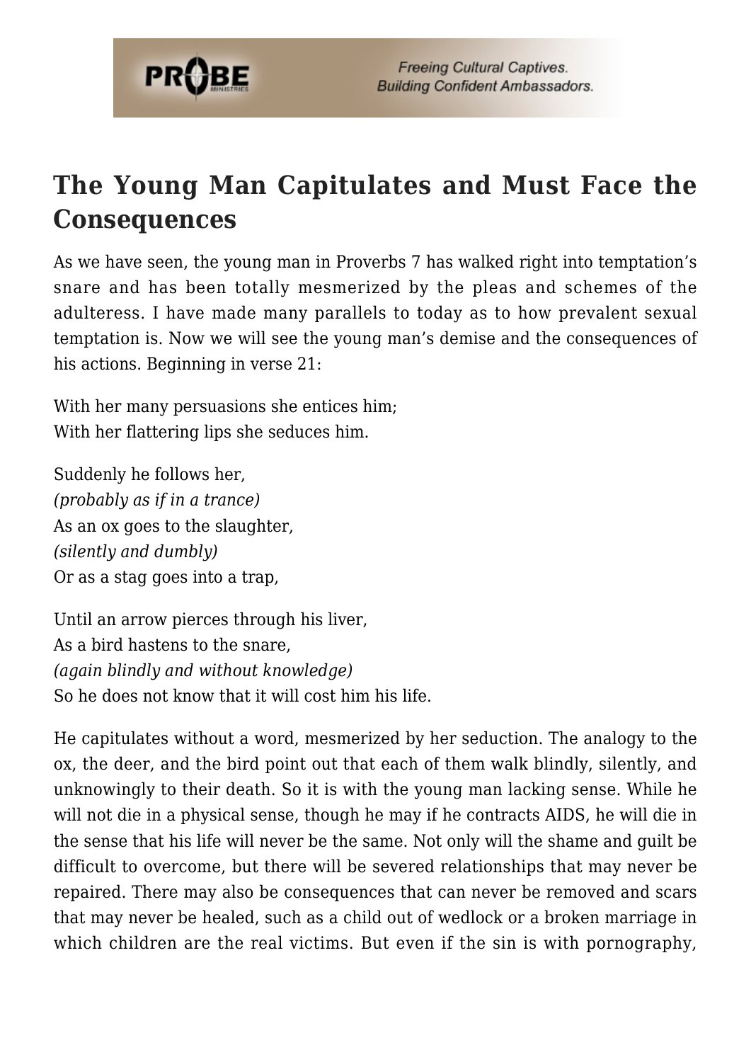## The Young Man Capitulates and Must Face the Consequences

As we have seen, the young man in Proverbs 7 has walked right into temptation's snare and has been totally mesmerized by the pleas and schemes of the adulteress. I have made many parallels to today as to how prevalent sexual temptation is. Now we will see the young man's demise and the consequences of his actions. Beginning in verse 21:

With her many persuasions she entices him;
With her flattering lips she seduces him.

Suddenly he follows her,
*(probably as if in a trance)*
As an ox goes to the slaughter,
*(silently and dumbly)*
Or as a stag goes into a trap,

Until an arrow pierces through his liver,
As a bird hastens to the snare,
*(again blindly and without knowledge)*
So he does not know that it will cost him his life.

He capitulates without a word, mesmerized by her seduction. The analogy to the ox, the deer, and the bird point out that each of them walk blindly, silently, and unknowingly to their death. So it is with the young man lacking sense. While he will not die in a physical sense, though he may if he contracts AIDS, he will die in the sense that his life will never be the same. Not only will the shame and guilt be difficult to overcome, but there will be severed relationships that may never be repaired. There may also be consequences that can never be removed and scars that may never be healed, such as a child out of wedlock or a broken marriage in which children are the real victims. But even if the sin is with pornography,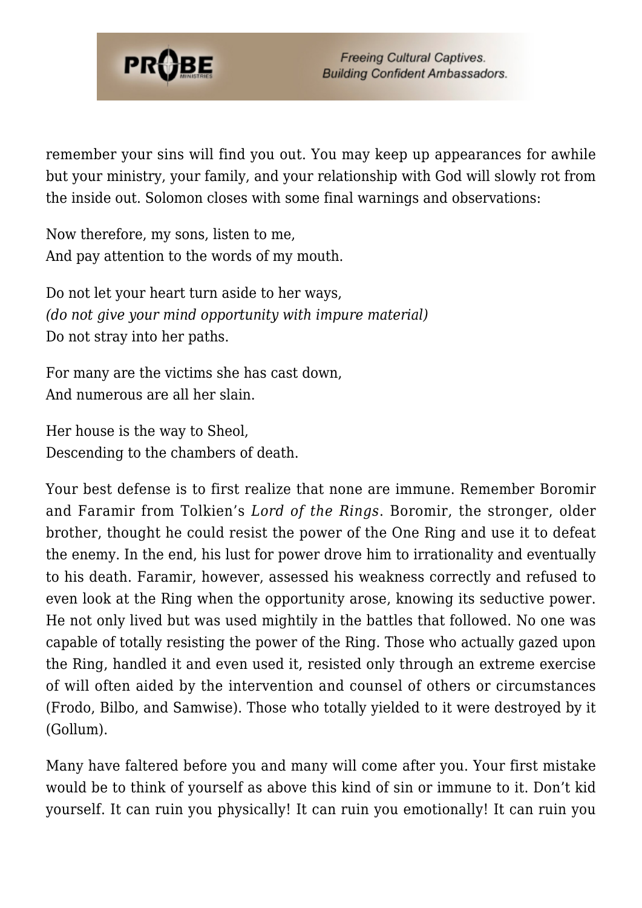remember your sins will find you out. You may keep up appearances for awhile but your ministry, your family, and your relationship with God will slowly rot from the inside out. Solomon closes with some final warnings and observations:

Now therefore, my sons, listen to me,
And pay attention to the words of my mouth.

Do not let your heart turn aside to her ways,
*(do not give your mind opportunity with impure material)*
Do not stray into her paths.

For many are the victims she has cast down,
And numerous are all her slain.

Her house is the way to Sheol,
Descending to the chambers of death.

Your best defense is to first realize that none are immune. Remember Boromir and Faramir from Tolkien's *Lord of the Rings*. Boromir, the stronger, older brother, thought he could resist the power of the One Ring and use it to defeat the enemy. In the end, his lust for power drove him to irrationality and eventually to his death. Faramir, however, assessed his weakness correctly and refused to even look at the Ring when the opportunity arose, knowing its seductive power. He not only lived but was used mightily in the battles that followed. No one was capable of totally resisting the power of the Ring. Those who actually gazed upon the Ring, handled it and even used it, resisted only through an extreme exercise of will often aided by the intervention and counsel of others or circumstances (Frodo, Bilbo, and Samwise). Those who totally yielded to it were destroyed by it (Gollum).

Many have faltered before you and many will come after you. Your first mistake would be to think of yourself as above this kind of sin or immune to it. Don't kid yourself. It can ruin you physically! It can ruin you emotionally! It can ruin you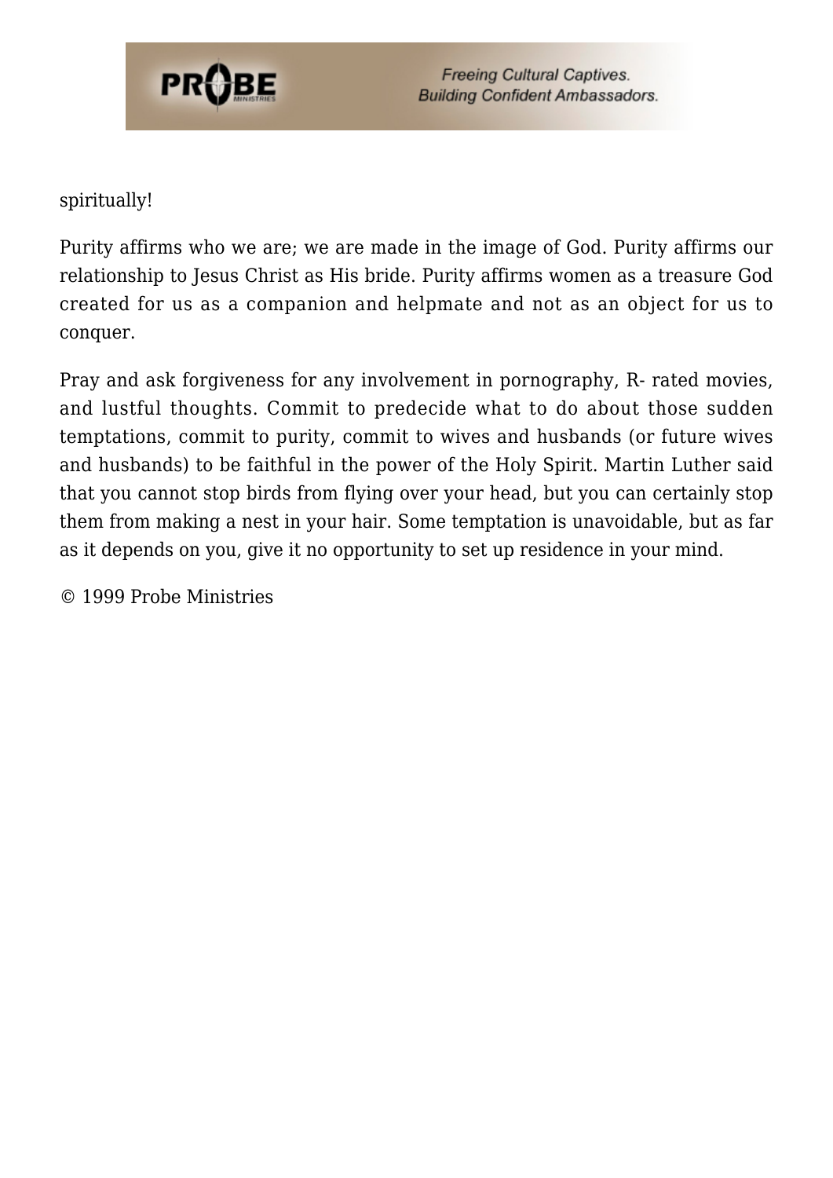spiritually!

Purity affirms who we are; we are made in the image of God. Purity affirms our relationship to Jesus Christ as His bride. Purity affirms women as a treasure God created for us as a companion and helpmate and not as an object for us to conquer.

Pray and ask forgiveness for any involvement in pornography, R- rated movies, and lustful thoughts. Commit to predecide what to do about those sudden temptations, commit to purity, commit to wives and husbands (or future wives and husbands) to be faithful in the power of the Holy Spirit. Martin Luther said that you cannot stop birds from flying over your head, but you can certainly stop them from making a nest in your hair. Some temptation is unavoidable, but as far as it depends on you, give it no opportunity to set up residence in your mind.

© 1999 Probe Ministries